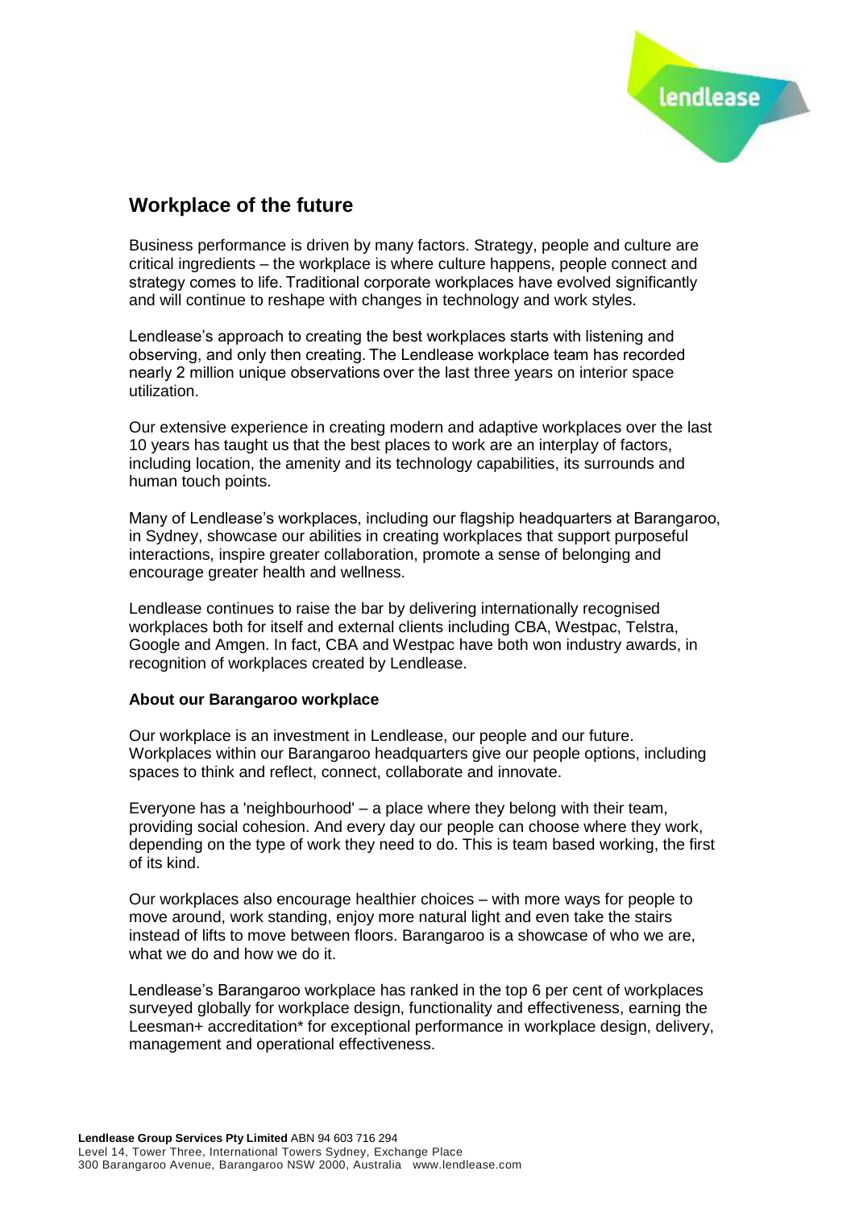# Workplace of the future

Business performance is driven by many factors. Strategy, people and culture are critical ingredients – the workplace is where culture happens, people connect and strategy comes to life. Traditional corporate workplaces have evolved significantly and will continue to reshape with changes in technology and work styles.

Lendlease's approach to creating the best workplaces starts with listening and observing, and only then creating. The Lendlease workplace team has recorded nearly 2 million unique observations over the last three years on interior space utilization.

Our extensive experience in creating modern and adaptive workplaces over the last 10 years has taught us that the best places to work are an interplay of factors, including location, the amenity and its technology capabilities, its surrounds and human touch points.

Many of Lendlease's workplaces, including our flagship headquarters at Barangaroo, in Sydney, showcase our abilities in creating workplaces that support purposeful interactions, inspire greater collaboration, promote a sense of belonging and encourage greater health and wellness.

Lendlease continues to raise the bar by delivering internationally recognised workplaces both for itself and external clients including CBA, Westpac, Telstra, Google and Amgen. In fact, CBA and Westpac have both won industry awards, in recognition of workplaces created by Lendlease.

**About our Barangaroo workplace**

Our workplace is an investment in Lendlease, our people and our future. Workplaces within our Barangaroo headquarters give our people options, including spaces to think and reflect, connect, collaborate and innovate.

Everyone has a 'neighbourhood' – a place where they belong with their team, providing social cohesion. And every day our people can choose where they work, depending on the type of work they need to do. This is team based working, the first of its kind.

Our workplaces also encourage healthier choices – with more ways for people to move around, work standing, enjoy more natural light and even take the stairs instead of lifts to move between floors. Barangaroo is a showcase of who we are, what we do and how we do it.

Lendlease's Barangaroo workplace has ranked in the top 6 per cent of workplaces surveyed globally for workplace design, functionality and effectiveness, earning the Leesman+ accreditation* for exceptional performance in workplace design, delivery, management and operational effectiveness.

**Lendlease Group Services Pty Limited** ABN 94 603 716 294
Level 14, Tower Three, International Towers Sydney, Exchange Place
300 Barangaroo Avenue, Barangaroo NSW 2000, Australia www.lendlease.com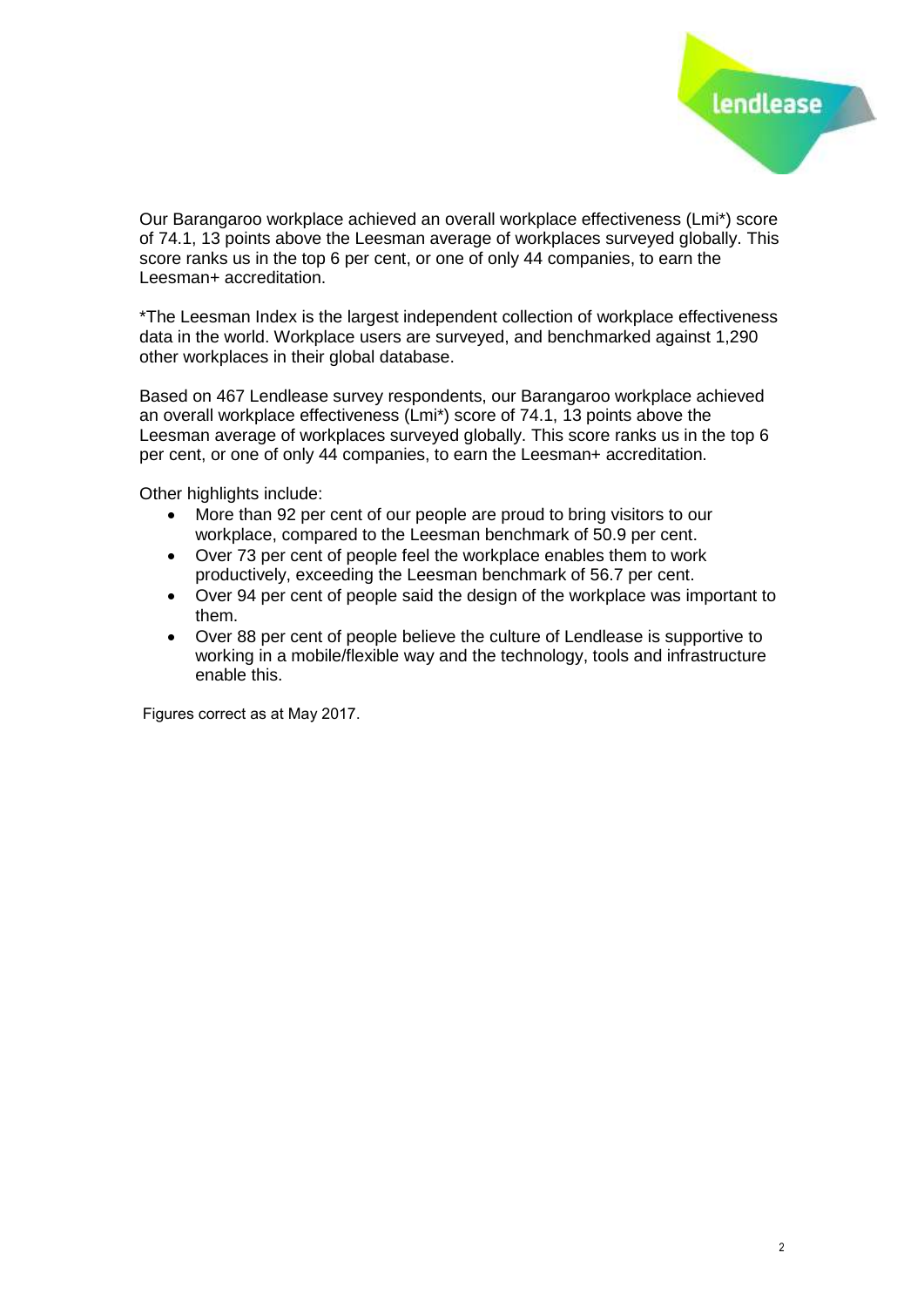Our Barangaroo workplace achieved an overall workplace effectiveness (Lmi*) score of 74.1, 13 points above the Leesman average of workplaces surveyed globally. This score ranks us in the top 6 per cent, or one of only 44 companies, to earn the Leesman+ accreditation.

*The Leesman Index is the largest independent collection of workplace effectiveness data in the world. Workplace users are surveyed, and benchmarked against 1,290 other workplaces in their global database.

Based on 467 Lendlease survey respondents, our Barangaroo workplace achieved an overall workplace effectiveness (Lmi*) score of 74.1, 13 points above the Leesman average of workplaces surveyed globally. This score ranks us in the top 6 per cent, or one of only 44 companies, to earn the Leesman+ accreditation.

Other highlights include:

- More than 92 per cent of our people are proud to bring visitors to our workplace, compared to the Leesman benchmark of 50.9 per cent.
- Over 73 per cent of people feel the workplace enables them to work productively, exceeding the Leesman benchmark of 56.7 per cent.
- Over 94 per cent of people said the design of the workplace was important to them.
- Over 88 per cent of people believe the culture of Lendlease is supportive to working in a mobile/flexible way and the technology, tools and infrastructure enable this.

Figures correct as at May 2017.